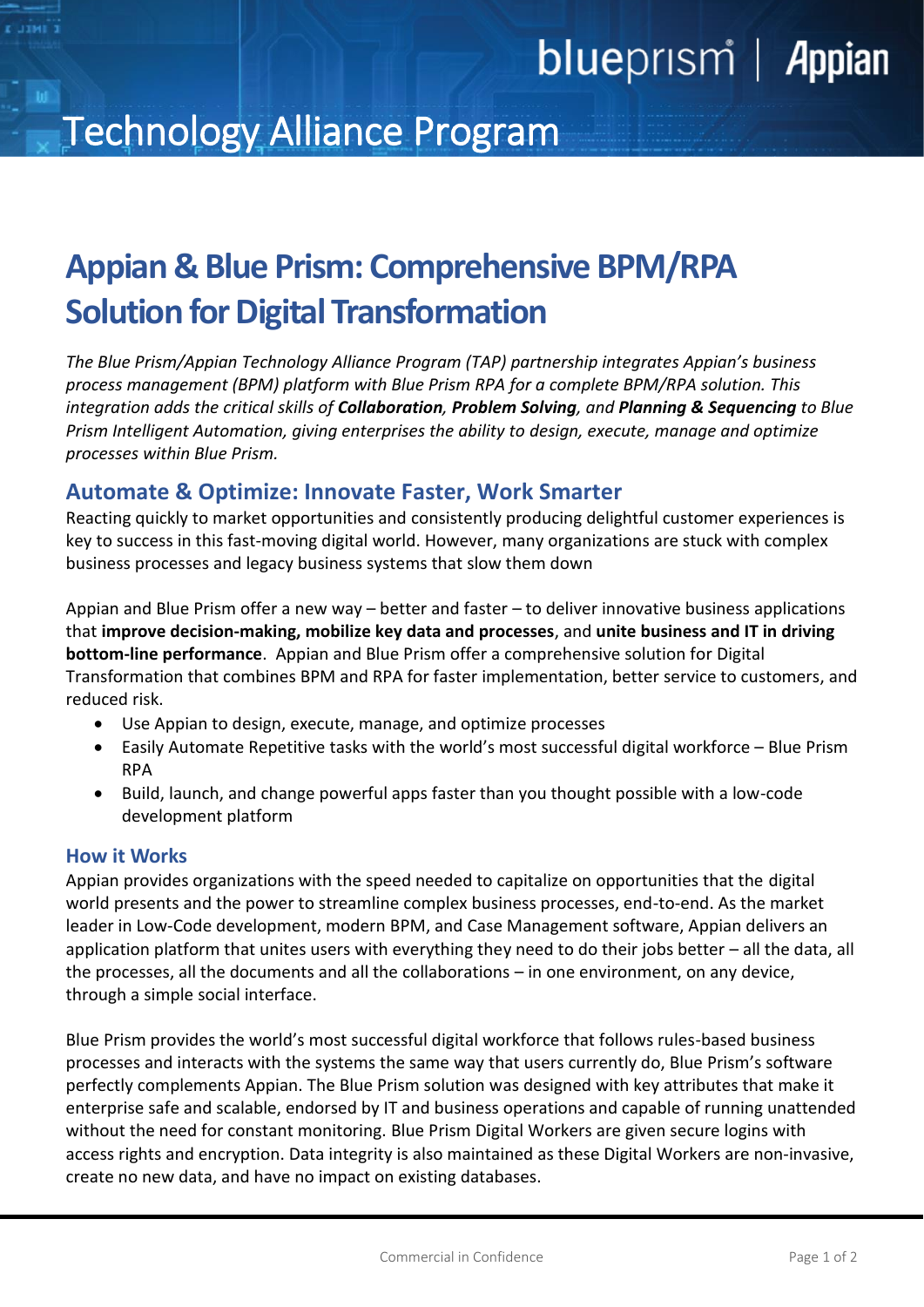# Technology Alliance Program

# Appian & Blue Prism: Comprehensive BPM/RPA Solution for Digital Transformation

*The Blue Prism/Appian Technology Alliance Program (TAP) partnership integrates Appian's business process management (BPM) platform with Blue Prism RPA for a complete BPM/RPA solution. This integration adds the critical skills of **Collaboration**, **Problem Solving**, and **Planning & Sequencing** to Blue Prism Intelligent Automation, giving enterprises the ability to design, execute, manage and optimize processes within Blue Prism.*

## Automate & Optimize: Innovate Faster, Work Smarter

Reacting quickly to market opportunities and consistently producing delightful customer experiences is key to success in this fast-moving digital world. However, many organizations are stuck with complex business processes and legacy business systems that slow them down

Appian and Blue Prism offer a new way – better and faster – to deliver innovative business applications that **improve decision-making, mobilize key data and processes**, and **unite business and IT in driving bottom-line performance**. Appian and Blue Prism offer a comprehensive solution for Digital Transformation that combines BPM and RPA for faster implementation, better service to customers, and reduced risk.

- Use Appian to design, execute, manage, and optimize processes
- Easily Automate Repetitive tasks with the world's most successful digital workforce – Blue Prism RPA
- Build, launch, and change powerful apps faster than you thought possible with a low-code development platform

### How it Works

Appian provides organizations with the speed needed to capitalize on opportunities that the digital world presents and the power to streamline complex business processes, end-to-end. As the market leader in Low-Code development, modern BPM, and Case Management software, Appian delivers an application platform that unites users with everything they need to do their jobs better – all the data, all the processes, all the documents and all the collaborations – in one environment, on any device, through a simple social interface.

Blue Prism provides the world's most successful digital workforce that follows rules-based business processes and interacts with the systems the same way that users currently do, Blue Prism's software perfectly complements Appian. The Blue Prism solution was designed with key attributes that make it enterprise safe and scalable, endorsed by IT and business operations and capable of running unattended without the need for constant monitoring. Blue Prism Digital Workers are given secure logins with access rights and encryption. Data integrity is also maintained as these Digital Workers are non-invasive, create no new data, and have no impact on existing databases.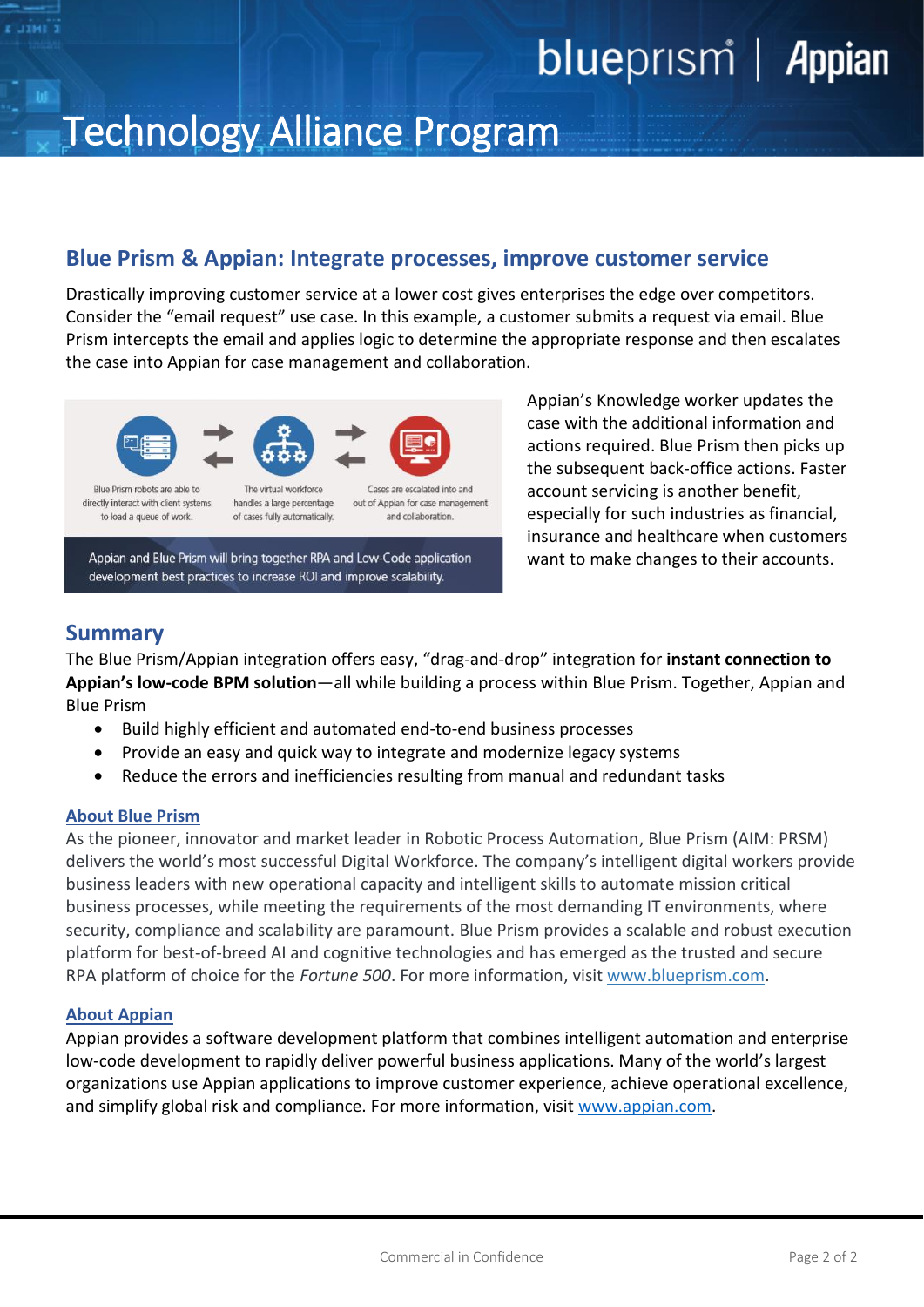# Technology Alliance Program

## Blue Prism & Appian: Integrate processes, improve customer service

Drastically improving customer service at a lower cost gives enterprises the edge over competitors. Consider the "email request" use case. In this example, a customer submits a request via email. Blue Prism intercepts the email and applies logic to determine the appropriate response and then escalates the case into Appian for case management and collaboration.

Blue Prism robots are able to directly interact with client systems to load a queue of work.

The virtual workforce handles a large percentage of cases fully automatically.

Cases are escalated into and out of Appian for case management and collaboration.

Appian and Blue Prism will bring together RPA and Low-Code application development best practices to increase ROI and improve scalability.

Appian's Knowledge worker updates the case with the additional information and actions required. Blue Prism then picks up the subsequent back-office actions. Faster account servicing is another benefit, especially for such industries as financial, insurance and healthcare when customers want to make changes to their accounts.

## Summary

The Blue Prism/Appian integration offers easy, "drag-and-drop" integration for **instant connection to Appian's low-code BPM solution**—all while building a process within Blue Prism. Together, Appian and Blue Prism

- Build highly efficient and automated end-to-end business processes
- Provide an easy and quick way to integrate and modernize legacy systems
- Reduce the errors and inefficiencies resulting from manual and redundant tasks

### About Blue Prism

As the pioneer, innovator and market leader in Robotic Process Automation, Blue Prism (AIM: PRSM) delivers the world's most successful Digital Workforce. The company's intelligent digital workers provide business leaders with new operational capacity and intelligent skills to automate mission critical business processes, while meeting the requirements of the most demanding IT environments, where security, compliance and scalability are paramount. Blue Prism provides a scalable and robust execution platform for best-of-breed AI and cognitive technologies and has emerged as the trusted and secure RPA platform of choice for the *Fortune 500*. For more information, visit www.blueprism.com.

### About Appian

Appian provides a software development platform that combines intelligent automation and enterprise low-code development to rapidly deliver powerful business applications. Many of the world's largest organizations use Appian applications to improve customer experience, achieve operational excellence, and simplify global risk and compliance. For more information, visit www.appian.com.

Commercial in Confidence